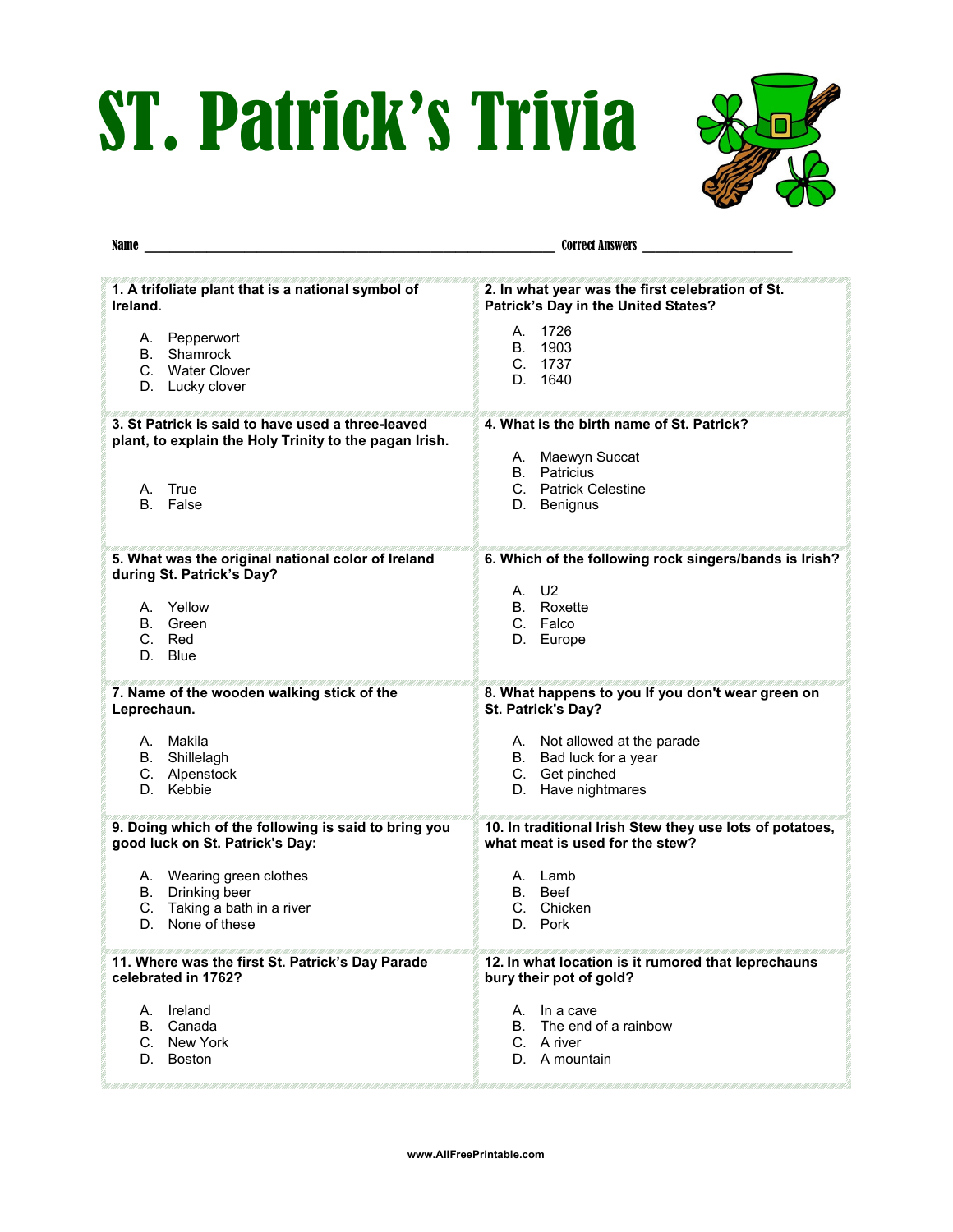# ST. Patrick's Trivia

Name ______________________________ Correct Answers ____________

**1. A trifoliate plant that is a national symbol of Ireland.**

A. Pepperwort
B. Shamrock
C. Water Clover
D. Lucky clover

**2. In what year was the first celebration of St. Patrick's Day in the United States?**

A. 1726
B. 1903
C. 1737
D. 1640

**3. St Patrick is said to have used a three-leaved plant, to explain the Holy Trinity to the pagan Irish.**

A. True
B. False

**4. What is the birth name of St. Patrick?**

A. Maewyn Succat
B. Patricius
C. Patrick Celestine
D. Benignus

**5. What was the original national color of Ireland during St. Patrick's Day?**

A. Yellow
B. Green
C. Red
D. Blue

**6. Which of the following rock singers/bands is Irish?**

A. U2
B. Roxette
C. Falco
D. Europe

**7. Name of the wooden walking stick of the Leprechaun.**

A. Makila
B. Shillelagh
C. Alpenstock
D. Kebbie

**8. What happens to you If you don't wear green on St. Patrick's Day?**

A. Not allowed at the parade
B. Bad luck for a year
C. Get pinched
D. Have nightmares

**9. Doing which of the following is said to bring you good luck on St. Patrick's Day:**

A. Wearing green clothes
B. Drinking beer
C. Taking a bath in a river
D. None of these

**10. In traditional Irish Stew they use lots of potatoes, what meat is used for the stew?**

A. Lamb
B. Beef
C. Chicken
D. Pork

**11. Where was the first St. Patrick's Day Parade celebrated in 1762?**

A. Ireland
B. Canada
C. New York
D. Boston

**12. In what location is it rumored that leprechauns bury their pot of gold?**

A. In a cave
B. The end of a rainbow
C. A river
D. A mountain

www.AllFreePrintable.com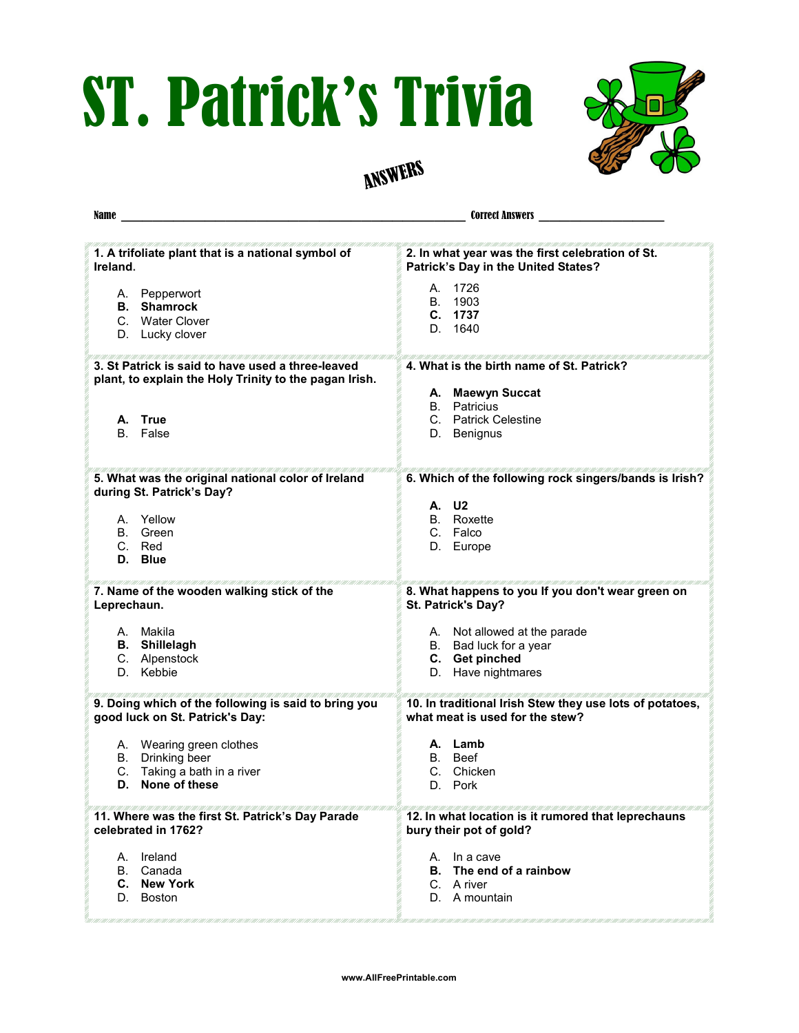# ST. Patrick's Trivia

ANSWERS

Name ______________________________ Correct Answers ______________

**1. A trifoliate plant that is a national symbol of Ireland.**

A. Pepperwort
**B. Shamrock**
C. Water Clover
D. Lucky clover

**2. In what year was the first celebration of St. Patrick's Day in the United States?**

A. 1726
B. 1903
**C. 1737**
D. 1640

**3. St Patrick is said to have used a three-leaved plant, to explain the Holy Trinity to the pagan Irish.**

**A. True**
B. False

**4. What is the birth name of St. Patrick?**

**A. Maewyn Succat**
B. Patricius
C. Patrick Celestine
D. Benignus

**5. What was the original national color of Ireland during St. Patrick's Day?**

A. Yellow
B. Green
C. Red
**D. Blue**

**6. Which of the following rock singers/bands is Irish?**

**A. U2**
B. Roxette
C. Falco
D. Europe

**7. Name of the wooden walking stick of the Leprechaun.**

A. Makila
**B. Shillelagh**
C. Alpenstock
D. Kebbie

**8. What happens to you If you don't wear green on St. Patrick's Day?**

A. Not allowed at the parade
B. Bad luck for a year
**C. Get pinched**
D. Have nightmares

**9. Doing which of the following is said to bring you good luck on St. Patrick's Day:**

A. Wearing green clothes
B. Drinking beer
C. Taking a bath in a river
**D. None of these**

**10. In traditional Irish Stew they use lots of potatoes, what meat is used for the stew?**

**A. Lamb**
B. Beef
C. Chicken
D. Pork

**11. Where was the first St. Patrick's Day Parade celebrated in 1762?**

A. Ireland
B. Canada
**C. New York**
D. Boston

**12. In what location is it rumored that leprechauns bury their pot of gold?**

A. In a cave
**B. The end of a rainbow**
C. A river
D. A mountain

www.AllFreePrintable.com